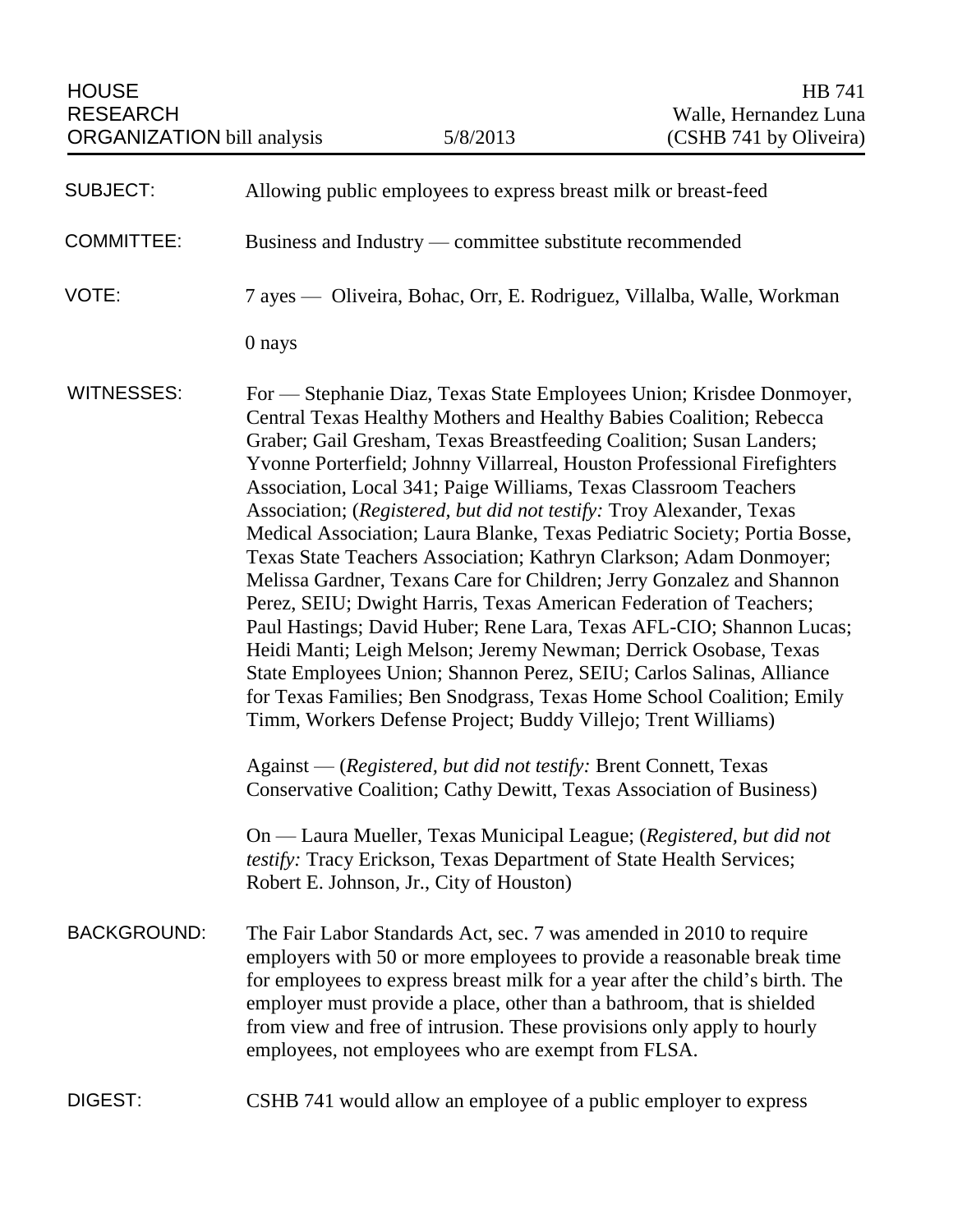HOUSE RESEARCH ORGANIZATION bill analysis | 5/8/2013 | HB 741 Walle, Hernandez Luna (CSHB 741 by Oliveira)

**SUBJECT:** Allowing public employees to express breast milk or breast-feed

**COMMITTEE:** Business and Industry — committee substitute recommended

**VOTE:** 7 ayes — Oliveira, Bohac, Orr, E. Rodriguez, Villalba, Walle, Workman

0 nays

**WITNESSES:** For — Stephanie Diaz, Texas State Employees Union; Krisdee Donmoyer, Central Texas Healthy Mothers and Healthy Babies Coalition; Rebecca Graber; Gail Gresham, Texas Breastfeeding Coalition; Susan Landers; Yvonne Porterfield; Johnny Villarreal, Houston Professional Firefighters Association, Local 341; Paige Williams, Texas Classroom Teachers Association; (*Registered, but did not testify:* Troy Alexander, Texas Medical Association; Laura Blanke, Texas Pediatric Society; Portia Bosse, Texas State Teachers Association; Kathryn Clarkson; Adam Donmoyer; Melissa Gardner, Texans Care for Children; Jerry Gonzalez and Shannon Perez, SEIU; Dwight Harris, Texas American Federation of Teachers; Paul Hastings; David Huber; Rene Lara, Texas AFL-CIO; Shannon Lucas; Heidi Manti; Leigh Melson; Jeremy Newman; Derrick Osobase, Texas State Employees Union; Shannon Perez, SEIU; Carlos Salinas, Alliance for Texas Families; Ben Snodgrass, Texas Home School Coalition; Emily Timm, Workers Defense Project; Buddy Villejo; Trent Williams)

Against — (*Registered, but did not testify:* Brent Connett, Texas Conservative Coalition; Cathy Dewitt, Texas Association of Business)

On — Laura Mueller, Texas Municipal League; (*Registered, but did not testify:* Tracy Erickson, Texas Department of State Health Services; Robert E. Johnson, Jr., City of Houston)

**BACKGROUND:** The Fair Labor Standards Act, sec. 7 was amended in 2010 to require employers with 50 or more employees to provide a reasonable break time for employees to express breast milk for a year after the child's birth. The employer must provide a place, other than a bathroom, that is shielded from view and free of intrusion. These provisions only apply to hourly employees, not employees who are exempt from FLSA.

**DIGEST:** CSHB 741 would allow an employee of a public employer to express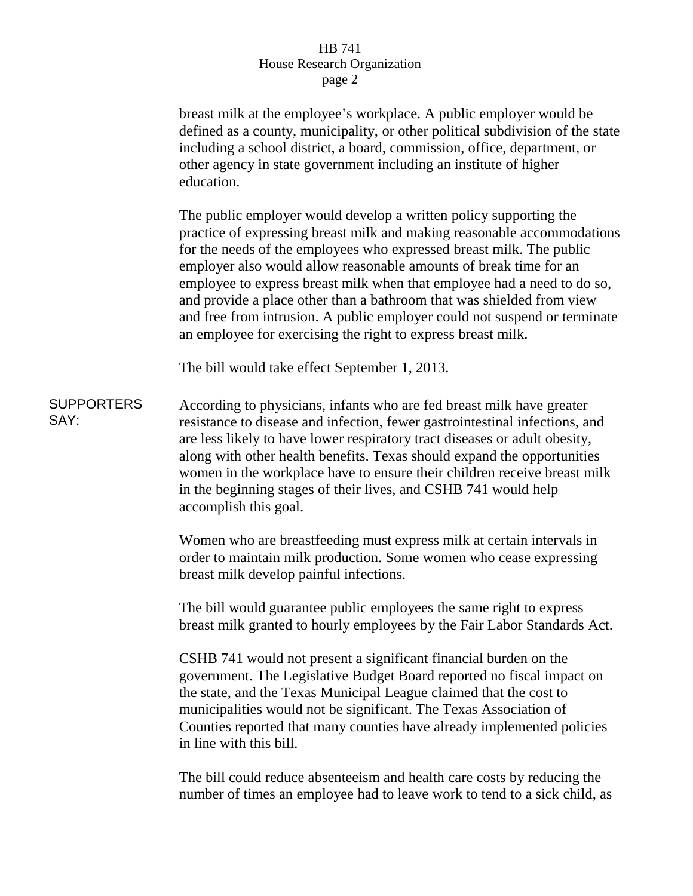breast milk at the employee's workplace. A public employer would be defined as a county, municipality, or other political subdivision of the state including a school district, a board, commission, office, department, or other agency in state government including an institute of higher education.

The public employer would develop a written policy supporting the practice of expressing breast milk and making reasonable accommodations for the needs of the employees who expressed breast milk. The public employer also would allow reasonable amounts of break time for an employee to express breast milk when that employee had a need to do so, and provide a place other than a bathroom that was shielded from view and free from intrusion. A public employer could not suspend or terminate an employee for exercising the right to express breast milk.

The bill would take effect September 1, 2013.

**SUPPORTERS SAY:**

According to physicians, infants who are fed breast milk have greater resistance to disease and infection, fewer gastrointestinal infections, and are less likely to have lower respiratory tract diseases or adult obesity, along with other health benefits. Texas should expand the opportunities women in the workplace have to ensure their children receive breast milk in the beginning stages of their lives, and CSHB 741 would help accomplish this goal.

Women who are breastfeeding must express milk at certain intervals in order to maintain milk production. Some women who cease expressing breast milk develop painful infections.

The bill would guarantee public employees the same right to express breast milk granted to hourly employees by the Fair Labor Standards Act.

CSHB 741 would not present a significant financial burden on the government. The Legislative Budget Board reported no fiscal impact on the state, and the Texas Municipal League claimed that the cost to municipalities would not be significant. The Texas Association of Counties reported that many counties have already implemented policies in line with this bill.

The bill could reduce absenteeism and health care costs by reducing the number of times an employee had to leave work to tend to a sick child, as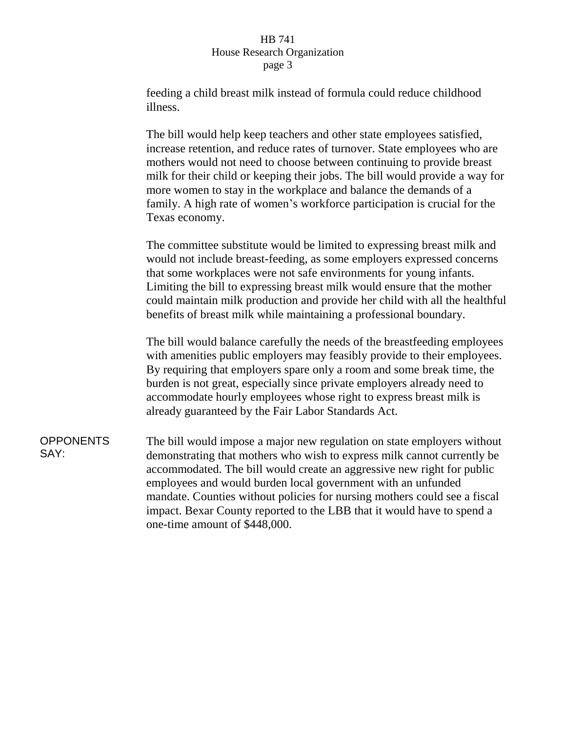feeding a child breast milk instead of formula could reduce childhood illness.

The bill would help keep teachers and other state employees satisfied, increase retention, and reduce rates of turnover. State employees who are mothers would not need to choose between continuing to provide breast milk for their child or keeping their jobs. The bill would provide a way for more women to stay in the workplace and balance the demands of a family. A high rate of women's workforce participation is crucial for the Texas economy.

The committee substitute would be limited to expressing breast milk and would not include breast-feeding, as some employers expressed concerns that some workplaces were not safe environments for young infants. Limiting the bill to expressing breast milk would ensure that the mother could maintain milk production and provide her child with all the healthful benefits of breast milk while maintaining a professional boundary.

The bill would balance carefully the needs of the breastfeeding employees with amenities public employers may feasibly provide to their employees. By requiring that employers spare only a room and some break time, the burden is not great, especially since private employers already need to accommodate hourly employees whose right to express breast milk is already guaranteed by the Fair Labor Standards Act.

**OPPONENTS SAY:**

The bill would impose a major new regulation on state employers without demonstrating that mothers who wish to express milk cannot currently be accommodated. The bill would create an aggressive new right for public employees and would burden local government with an unfunded mandate. Counties without policies for nursing mothers could see a fiscal impact. Bexar County reported to the LBB that it would have to spend a one-time amount of $448,000.